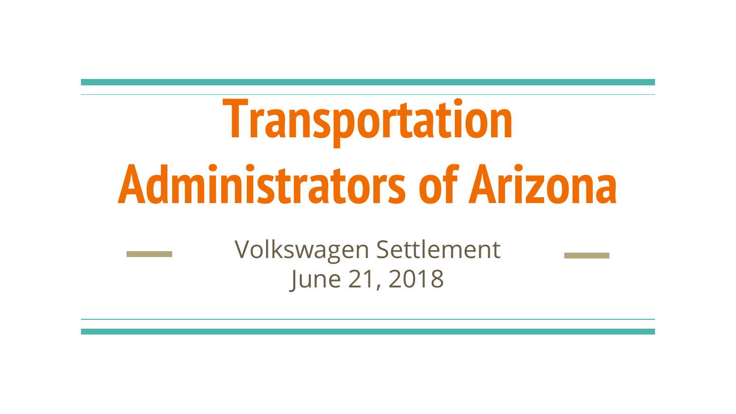# Transportation Administrators of Arizona

Volkswagen Settlement
June 21, 2018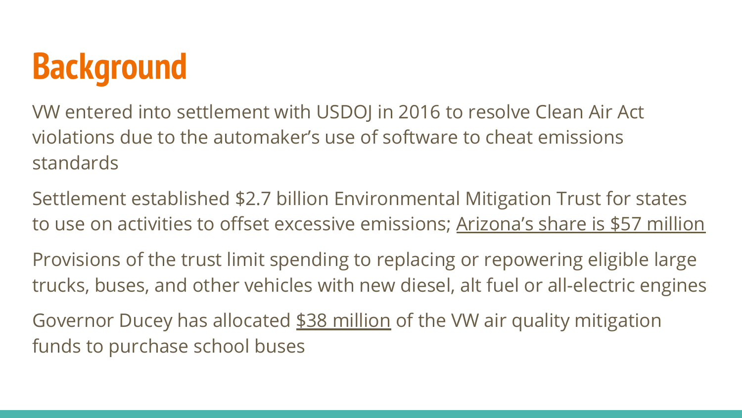# Background

VW entered into settlement with USDOJ in 2016 to resolve Clean Air Act violations due to the automaker's use of software to cheat emissions standards

Settlement established $2.7 billion Environmental Mitigation Trust for states to use on activities to offset excessive emissions; Arizona's share is $57 million

Provisions of the trust limit spending to replacing or repowering eligible large trucks, buses, and other vehicles with new diesel, alt fuel or all-electric engines

Governor Ducey has allocated $38 million of the VW air quality mitigation funds to purchase school buses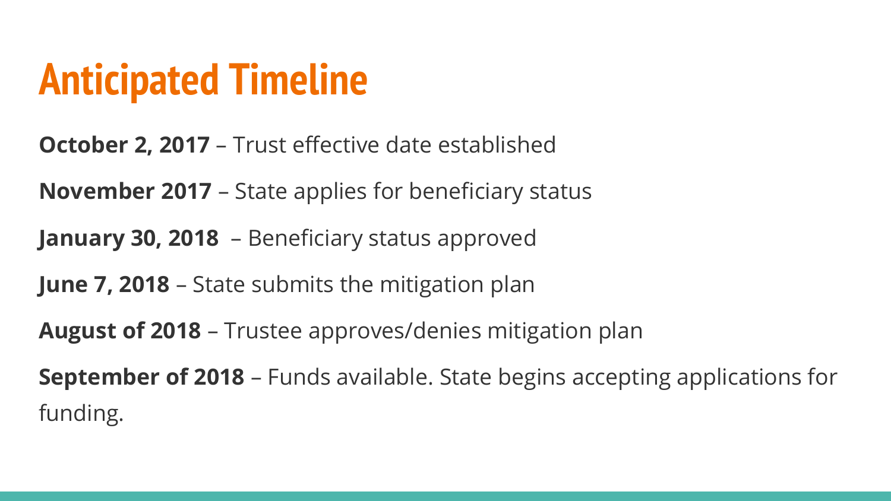# Anticipated Timeline

**October 2, 2017** – Trust effective date established

**November 2017** – State applies for beneficiary status

**January 30, 2018** – Beneficiary status approved

**June 7, 2018** – State submits the mitigation plan

**August of 2018** – Trustee approves/denies mitigation plan

**September of 2018** – Funds available. State begins accepting applications for funding.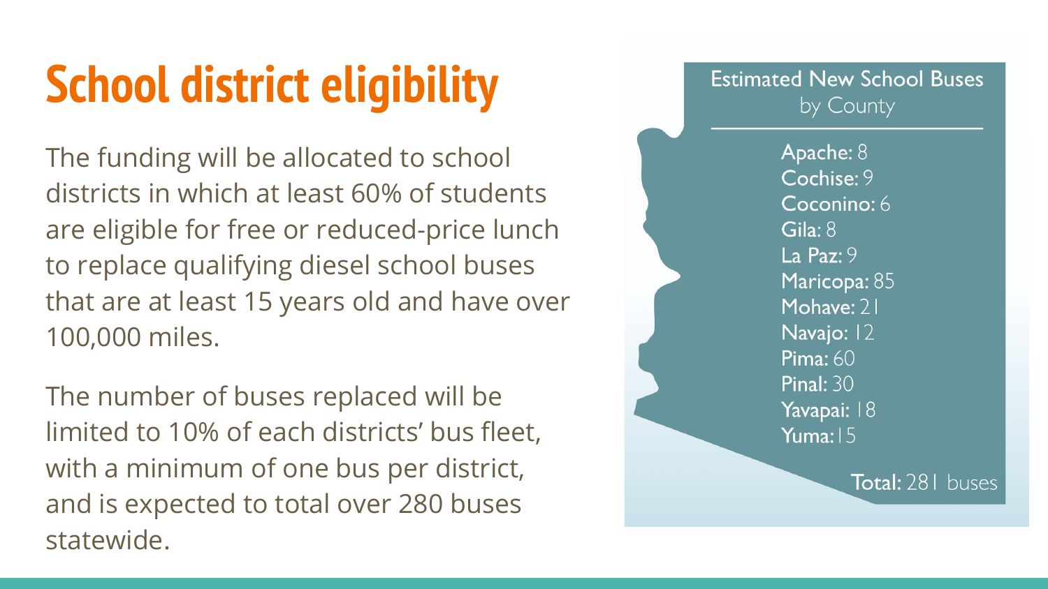# School district eligibility

The funding will be allocated to school districts in which at least 60% of students are eligible for free or reduced-price lunch to replace qualifying diesel school buses that are at least 15 years old and have over 100,000 miles.

The number of buses replaced will be limited to 10% of each districts' bus fleet, with a minimum of one bus per district, and is expected to total over 280 buses statewide.

**Estimated New School Buses**
by County

**Apache:** 8
**Cochise:** 9
**Coconino:** 6
**Gila:** 8
**La Paz:** 9
**Maricopa:** 85
**Mohave:** 21
**Navajo:** 12
**Pima:** 60
**Pinal:** 30
**Yavapai:** 18
**Yuma:** 15

**Total:** 281 buses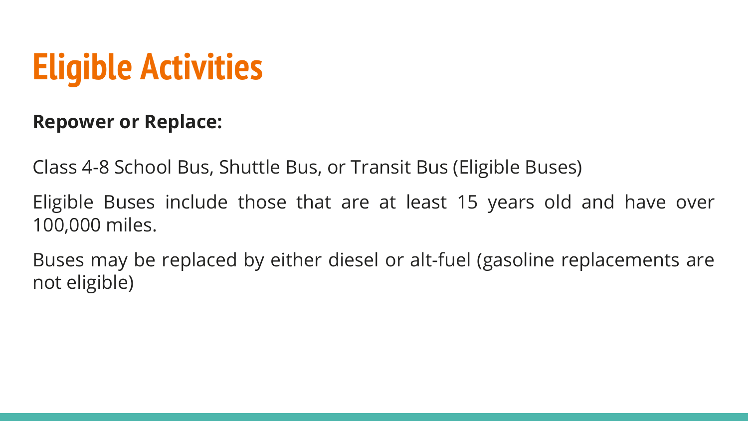# Eligible Activities

**Repower or Replace:**

Class 4-8 School Bus, Shuttle Bus, or Transit Bus (Eligible Buses)

Eligible Buses include those that are at least 15 years old and have over 100,000 miles.

Buses may be replaced by either diesel or alt-fuel (gasoline replacements are not eligible)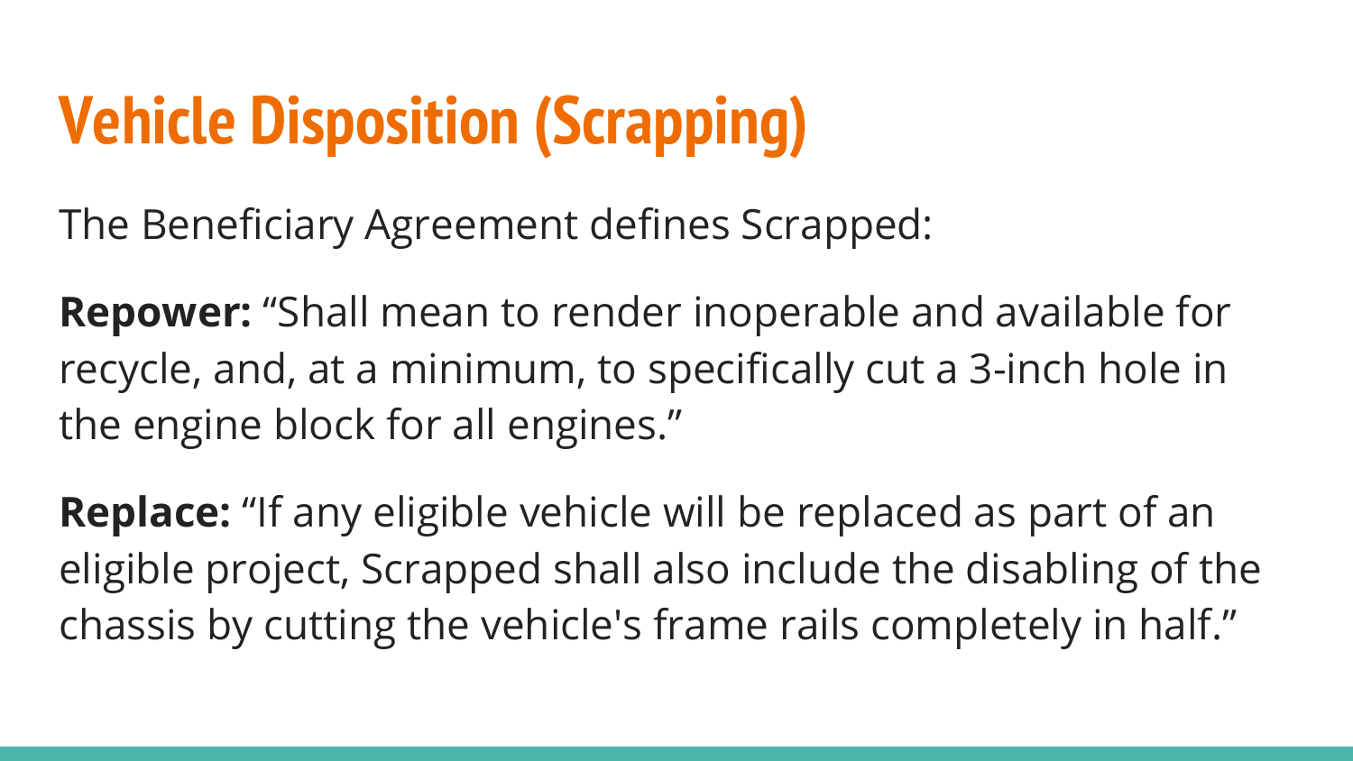# Vehicle Disposition (Scrapping)

The Beneficiary Agreement defines Scrapped:

**Repower:** “Shall mean to render inoperable and available for recycle, and, at a minimum, to specifically cut a 3-inch hole in the engine block for all engines.”

**Replace:** “If any eligible vehicle will be replaced as part of an eligible project, Scrapped shall also include the disabling of the chassis by cutting the vehicle's frame rails completely in half.”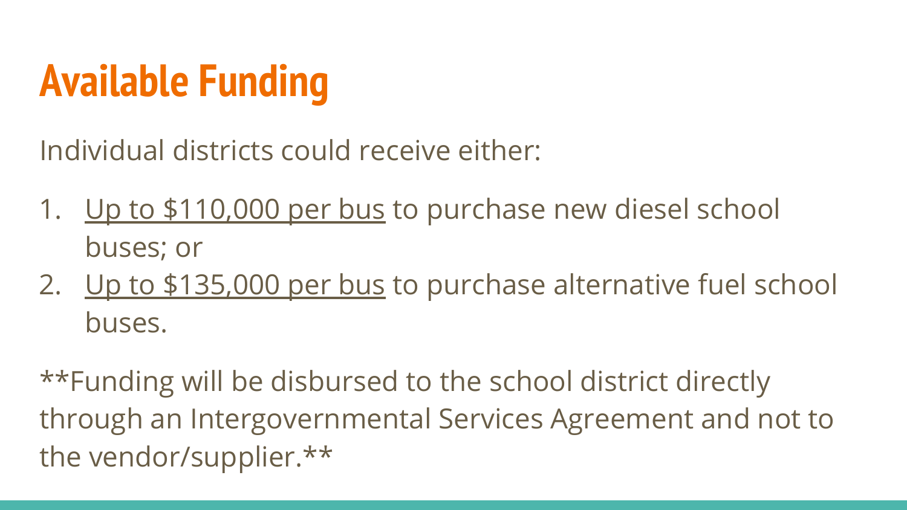# Available Funding

Individual districts could receive either:

1. <u>Up to $110,000 per bus</u> to purchase new diesel school buses; or
2. <u>Up to $135,000 per bus</u> to purchase alternative fuel school buses.

**Funding will be disbursed to the school district directly through an Intergovernmental Services Agreement and not to the vendor/supplier.**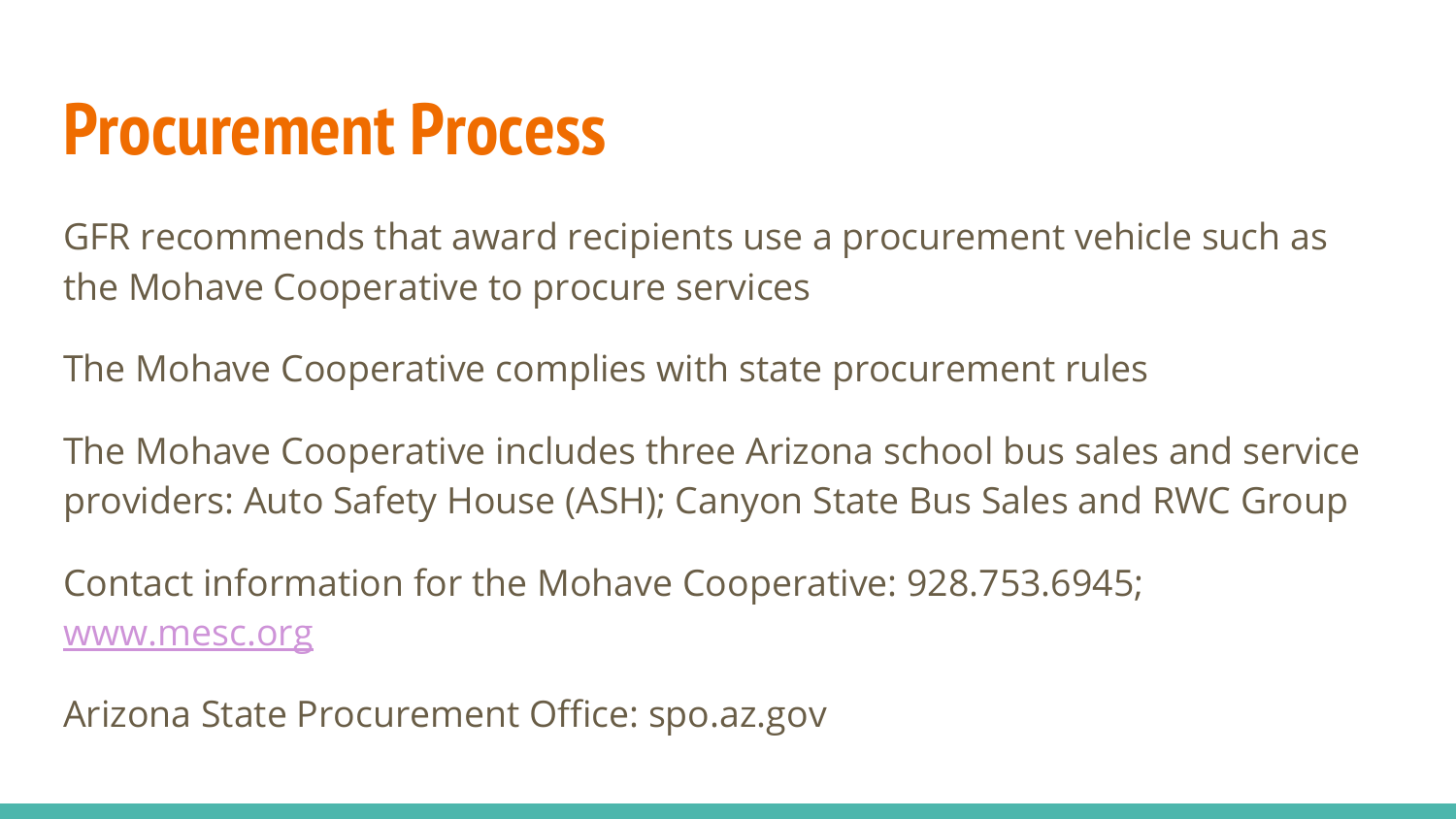# Procurement Process

GFR recommends that award recipients use a procurement vehicle such as the Mohave Cooperative to procure services

The Mohave Cooperative complies with state procurement rules

The Mohave Cooperative includes three Arizona school bus sales and service providers: Auto Safety House (ASH); Canyon State Bus Sales and RWC Group

Contact information for the Mohave Cooperative: 928.753.6945; [www.mesc.org](http://www.mesc.org)

Arizona State Procurement Office: spo.az.gov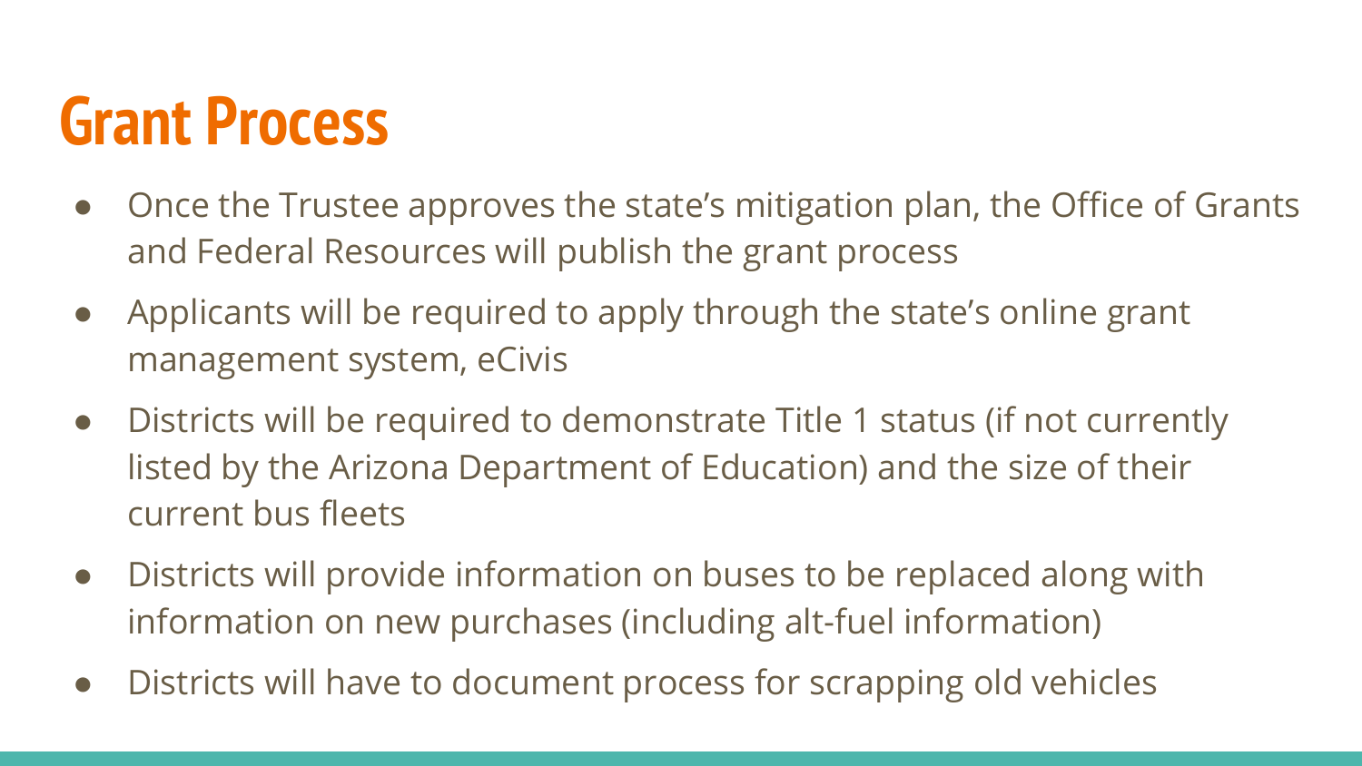# Grant Process

- Once the Trustee approves the state's mitigation plan, the Office of Grants and Federal Resources will publish the grant process
- Applicants will be required to apply through the state's online grant management system, eCivis
- Districts will be required to demonstrate Title 1 status (if not currently listed by the Arizona Department of Education) and the size of their current bus fleets
- Districts will provide information on buses to be replaced along with information on new purchases (including alt-fuel information)
- Districts will have to document process for scrapping old vehicles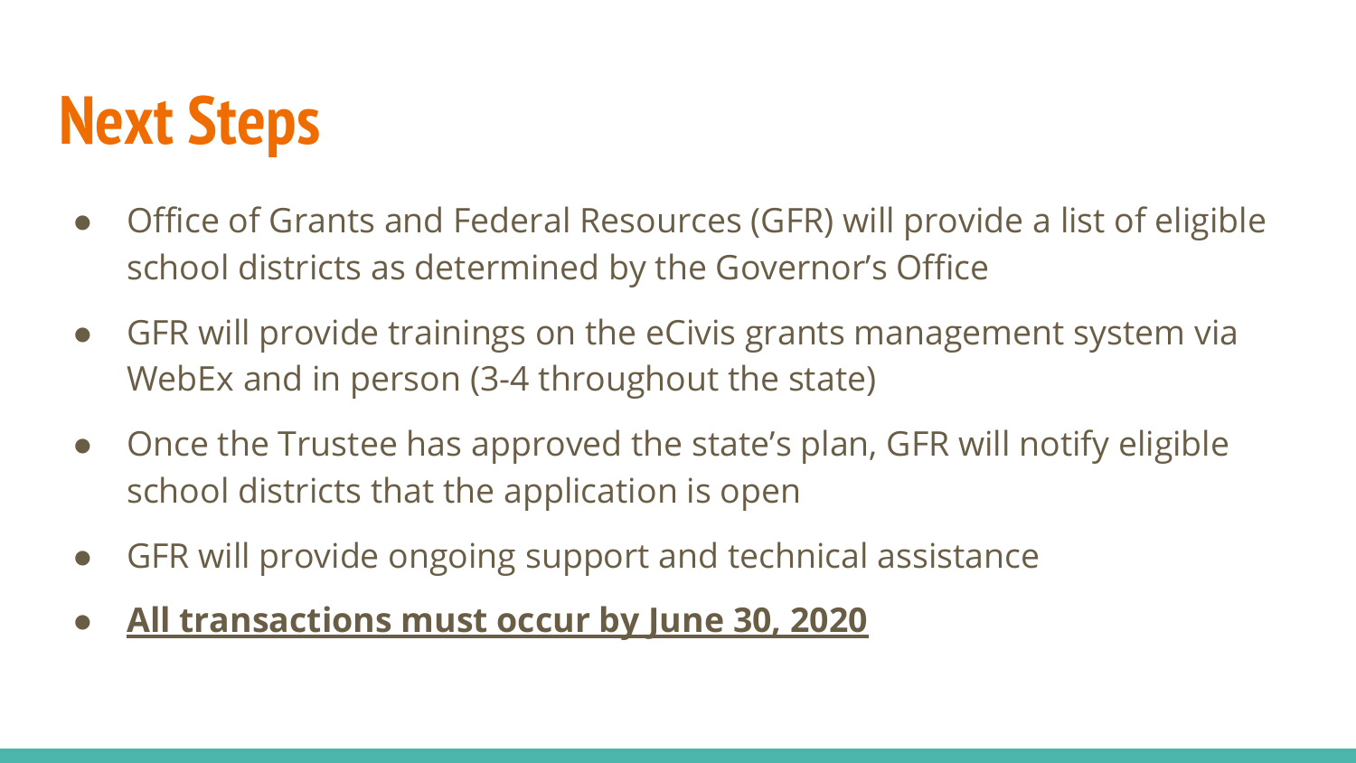# Next Steps

- Office of Grants and Federal Resources (GFR) will provide a list of eligible school districts as determined by the Governor's Office
- GFR will provide trainings on the eCivis grants management system via WebEx and in person (3-4 throughout the state)
- Once the Trustee has approved the state's plan, GFR will notify eligible school districts that the application is open
- GFR will provide ongoing support and technical assistance
- **<u>All transactions must occur by June 30, 2020</u>**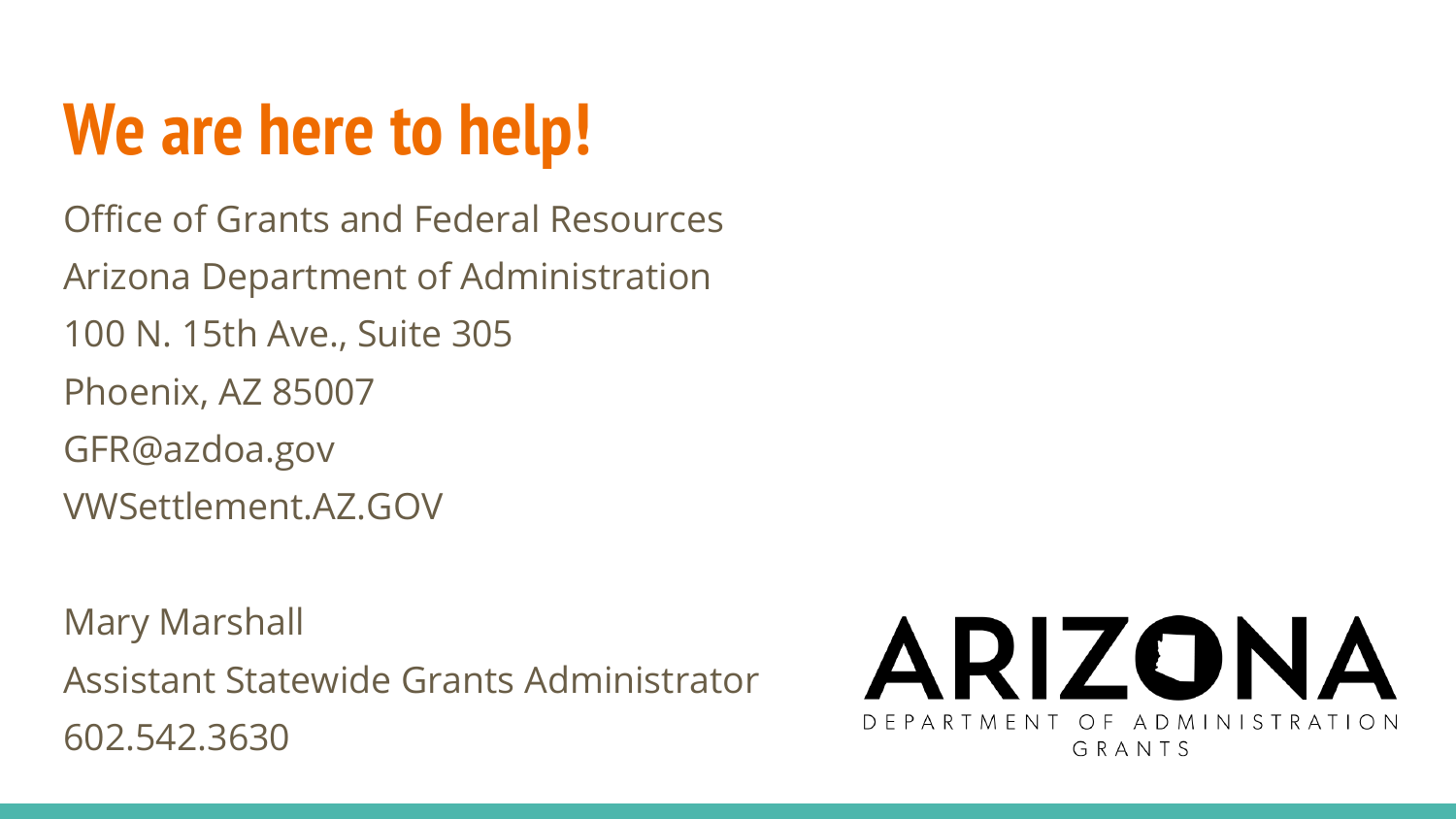# We are here to help!

Office of Grants and Federal Resources

Arizona Department of Administration

100 N. 15th Ave., Suite 305

Phoenix, AZ 85007

GFR@azdoa.gov

VWSettlement.AZ.GOV

Mary Marshall

Assistant Statewide Grants Administrator

602.542.3630

ARIZONA

DEPARTMENT OF ADMINISTRATION

GRANTS